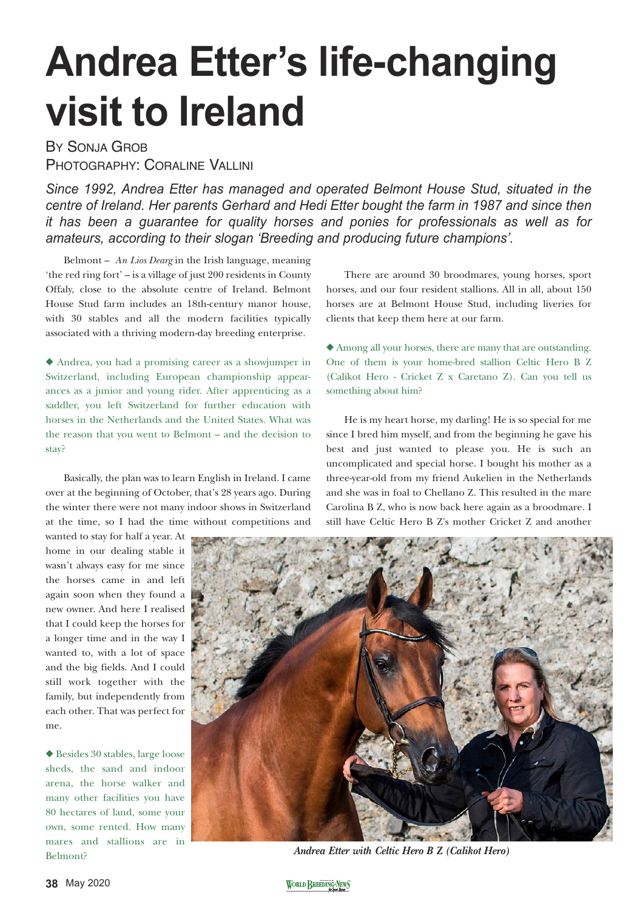# Andrea Etter's life-changing visit to Ireland

By Sonja Grob
Photography: Coraline Vallini

*Since 1992, Andrea Etter has managed and operated Belmont House Stud, situated in the centre of Ireland. Her parents Gerhard and Hedi Etter bought the farm in 1987 and since then it has been a guarantee for quality horses and ponies for professionals as well as for amateurs, according to their slogan 'Breeding and producing future champions'.*

Belmont – *An Lios Dearg* in the Irish language, meaning 'the red ring fort' – is a village of just 200 residents in County Offaly, close to the absolute centre of Ireland. Belmont House Stud farm includes an 18th-century manor house, with 30 stables and all the modern facilities typically associated with a thriving modern-day breeding enterprise.

◆ Andrea, you had a promising career as a showjumper in Switzerland, including European championship appearances as a junior and young rider. After apprenticing as a saddler, you left Switzerland for further education with horses in the Netherlands and the United States. What was the reason that you went to Belmont – and the decision to stay?

Basically, the plan was to learn English in Ireland. I came over at the beginning of October, that's 28 years ago. During the winter there were not many indoor shows in Switzerland at the time, so I had the time without competitions and wanted to stay for half a year. At home in our dealing stable it wasn't always easy for me since the horses came in and left again soon when they found a new owner. And here I realised that I could keep the horses for a longer time and in the way I wanted to, with a lot of space and the big fields. And I could still work together with the family, but independently from each other. That was perfect for me.

◆ Besides 30 stables, large loose sheds, the sand and indoor arena, the horse walker and many other facilities you have 80 hectares of land, some your own, some rented. How many mares and stallions are in Belmont?

There are around 30 broodmares, young horses, sport horses, and our four resident stallions. All in all, about 150 horses are at Belmont House Stud, including liveries for clients that keep them here at our farm.

◆ Among all your horses, there are many that are outstanding. One of them is your home-bred stallion Celtic Hero B Z (Calikot Hero - Cricket Z x Caretano Z). Can you tell us something about him?

He is my heart horse, my darling! He is so special for me since I bred him myself, and from the beginning he gave his best and just wanted to please you. He is such an uncomplicated and special horse. I bought his mother as a three-year-old from my friend Aukelien in the Netherlands and she was in foal to Chellano Z. This resulted in the mare Carolina B Z, who is now back here again as a broodmare. I still have Celtic Hero B Z's mother Cricket Z and another

*Andrea Etter with Celtic Hero B Z (Calikot Hero)*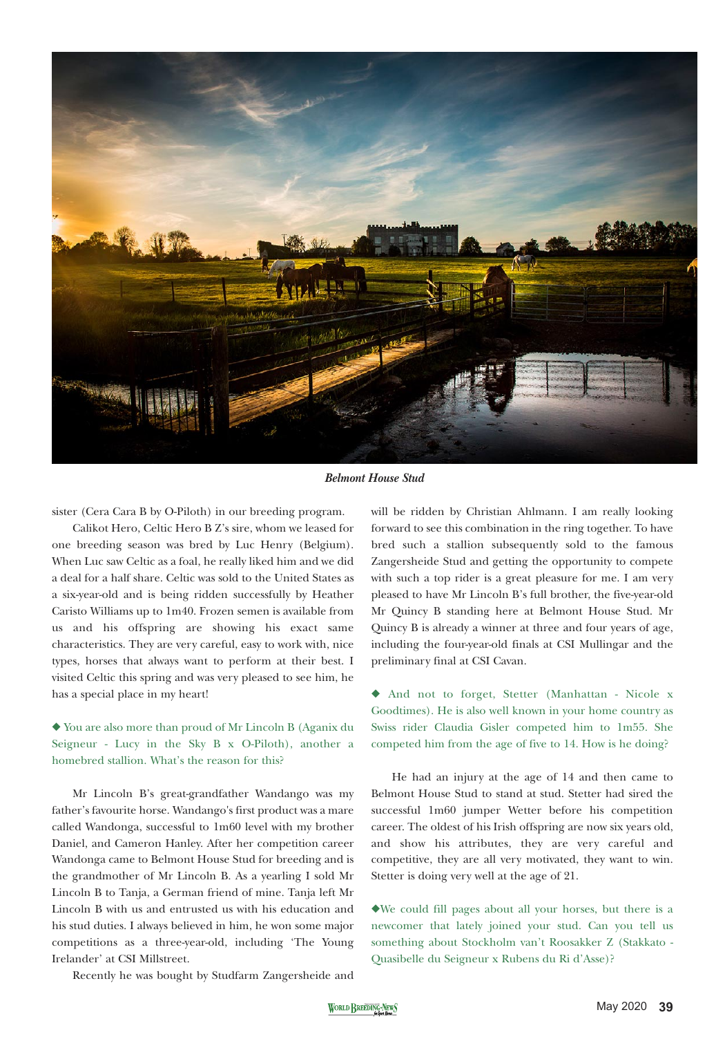*Belmont House Stud*

sister (Cera Cara B by O-Piloth) in our breeding program.

Calikot Hero, Celtic Hero B Z's sire, whom we leased for one breeding season was bred by Luc Henry (Belgium). When Luc saw Celtic as a foal, he really liked him and we did a deal for a half share. Celtic was sold to the United States as a six-year-old and is being ridden successfully by Heather Caristo Williams up to 1m40. Frozen semen is available from us and his offspring are showing his exact same characteristics. They are very careful, easy to work with, nice types, horses that always want to perform at their best. I visited Celtic this spring and was very pleased to see him, he has a special place in my heart!

◆ You are also more than proud of Mr Lincoln B (Aganix du Seigneur - Lucy in the Sky B x O-Piloth), another a homebred stallion. What's the reason for this?

Mr Lincoln B's great-grandfather Wandango was my father's favourite horse. Wandango's first product was a mare called Wandonga, successful to 1m60 level with my brother Daniel, and Cameron Hanley. After her competition career Wandonga came to Belmont House Stud for breeding and is the grandmother of Mr Lincoln B. As a yearling I sold Mr Lincoln B to Tanja, a German friend of mine. Tanja left Mr Lincoln B with us and entrusted us with his education and his stud duties. I always believed in him, he won some major competitions as a three-year-old, including 'The Young Irelander' at CSI Millstreet.

Recently he was bought by Studfarm Zangersheide and will be ridden by Christian Ahlmann. I am really looking forward to see this combination in the ring together. To have bred such a stallion subsequently sold to the famous Zangersheide Stud and getting the opportunity to compete with such a top rider is a great pleasure for me. I am very pleased to have Mr Lincoln B's full brother, the five-year-old Mr Quincy B standing here at Belmont House Stud. Mr Quincy B is already a winner at three and four years of age, including the four-year-old finals at CSI Mullingar and the preliminary final at CSI Cavan.

◆ And not to forget, Stetter (Manhattan - Nicole x Goodtimes). He is also well known in your home country as Swiss rider Claudia Gisler competed him to 1m55. She competed him from the age of five to 14. How is he doing?

He had an injury at the age of 14 and then came to Belmont House Stud to stand at stud. Stetter had sired the successful 1m60 jumper Wetter before his competition career. The oldest of his Irish offspring are now six years old, and show his attributes, they are very careful and competitive, they are all very motivated, they want to win. Stetter is doing very well at the age of 21.

◆We could fill pages about all your horses, but there is a newcomer that lately joined your stud. Can you tell us something about Stockholm van't Roosakker Z (Stakkato - Quasibelle du Seigneur x Rubens du Ri d'Asse)?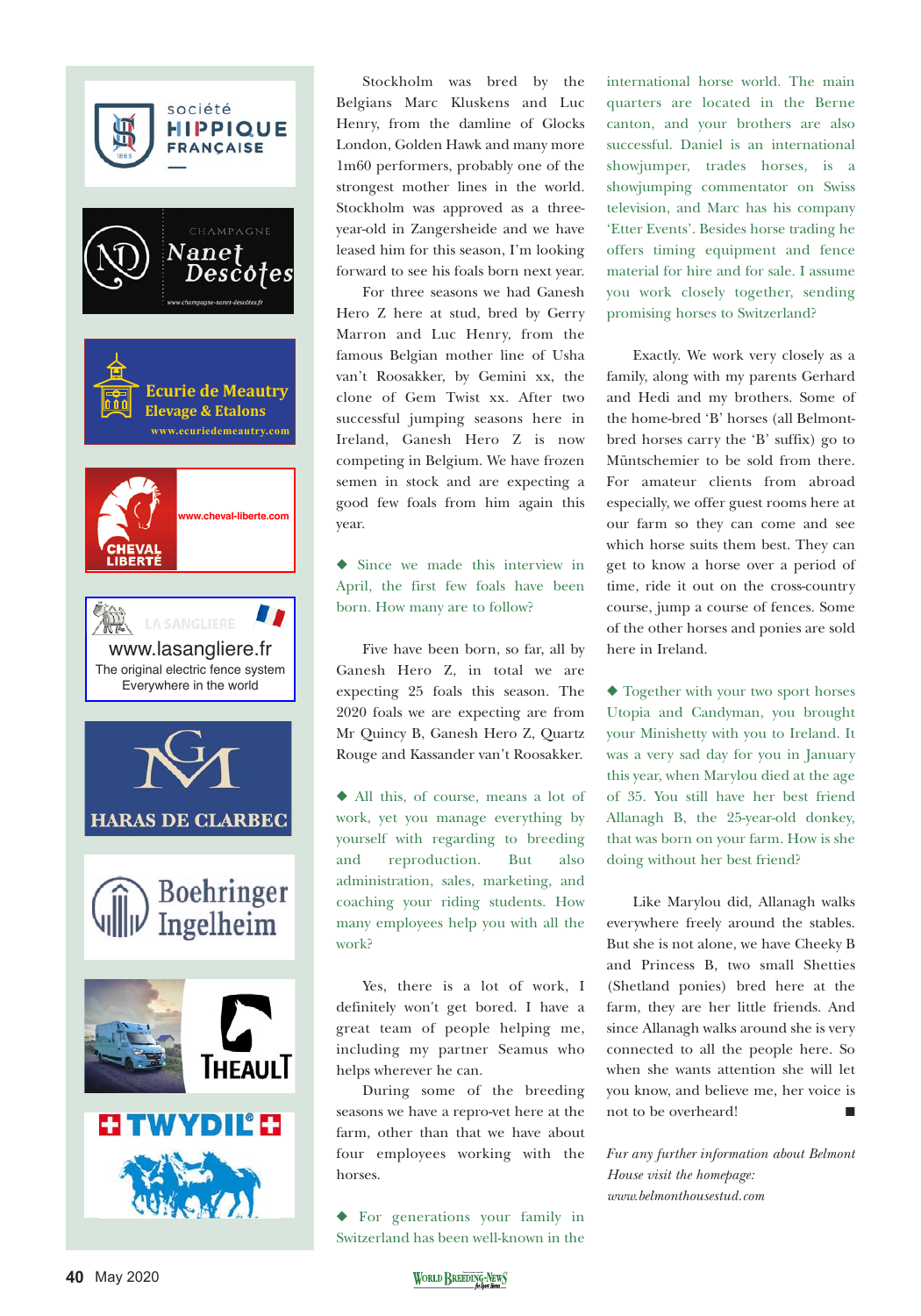Stockholm was bred by the Belgians Marc Kluskens and Luc Henry, from the damline of Glocks London, Golden Hawk and many more 1m60 performers, probably one of the strongest mother lines in the world. Stockholm was approved as a three-year-old in Zangersheide and we have leased him for this season, I'm looking forward to see his foals born next year.

For three seasons we had Ganesh Hero Z here at stud, bred by Gerry Marron and Luc Henry, from the famous Belgian mother line of Usha van't Roosakker, by Gemini xx, the clone of Gem Twist xx. After two successful jumping seasons here in Ireland, Ganesh Hero Z is now competing in Belgium. We have frozen semen in stock and are expecting a good few foals from him again this year.

◆ Since we made this interview in April, the first few foals have been born. How many are to follow?

Five have been born, so far, all by Ganesh Hero Z, in total we are expecting 25 foals this season. The 2020 foals we are expecting are from Mr Quincy B, Ganesh Hero Z, Quartz Rouge and Kassander van't Roosakker.

◆ All this, of course, means a lot of work, yet you manage everything by yourself with regarding to breeding and reproduction. But also administration, sales, marketing, and coaching your riding students. How many employees help you with all the work?

Yes, there is a lot of work, I definitely won't get bored. I have a great team of people helping me, including my partner Seamus who helps wherever he can.

During some of the breeding seasons we have a repro-vet here at the farm, other than that we have about four employees working with the horses.

◆ For generations your family in Switzerland has been well-known in the international horse world. The main quarters are located in the Berne canton, and your brothers are also successful. Daniel is an international showjumper, trades horses, is a showjumping commentator on Swiss television, and Marc has his company 'Etter Events'. Besides horse trading he offers timing equipment and fence material for hire and for sale. I assume you work closely together, sending promising horses to Switzerland?

Exactly. We work very closely as a family, along with my parents Gerhard and Hedi and my brothers. Some of the home-bred 'B' horses (all Belmont-bred horses carry the 'B' suffix) go to Müntschemier to be sold from there. For amateur clients from abroad especially, we offer guest rooms here at our farm so they can come and see which horse suits them best. They can get to know a horse over a period of time, ride it out on the cross-country course, jump a course of fences. Some of the other horses and ponies are sold here in Ireland.

◆ Together with your two sport horses Utopia and Candyman, you brought your Minishetty with you to Ireland. It was a very sad day for you in January this year, when Marylou died at the age of 35. You still have her best friend Allanagh B, the 25-year-old donkey, that was born on your farm. How is she doing without her best friend?

Like Marylou did, Allanagh walks everywhere freely around the stables. But she is not alone, we have Cheeky B and Princess B, two small Shetties (Shetland ponies) bred here at the farm, they are her little friends. And since Allanagh walks around she is very connected to all the people here. So when she wants attention she will let you know, and believe me, her voice is not to be overheard! ■

*Fur any further information about Belmont House visit the homepage: www.belmonthousestud.com*